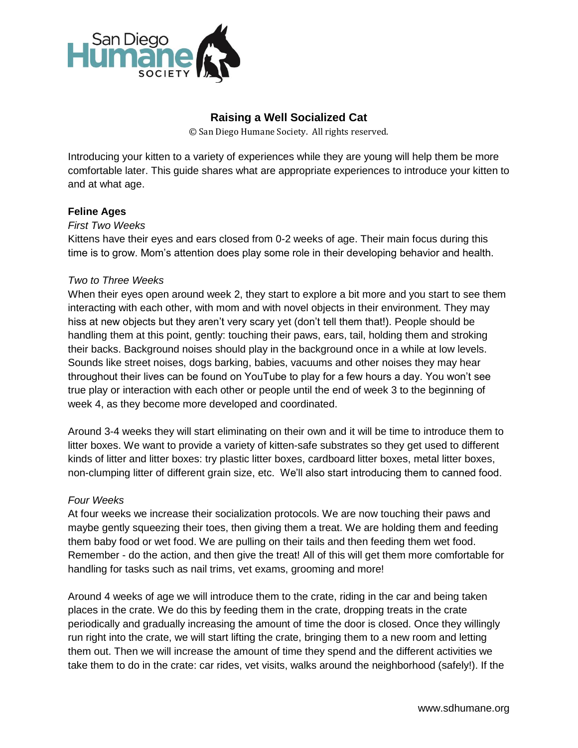# Raising a Well Socialized Cat

© San Diego Humane Society. All rights reserved.

Introducing your kitten to a variety of experiences while they are young will help them be more comfortable later. This guide shares what are appropriate experiences to introduce your kitten to and at what age.

## Feline Ages

*First Two Weeks*

Kittens have their eyes and ears closed from 0-2 weeks of age. Their main focus during this time is to grow. Mom's attention does play some role in their developing behavior and health.

*Two to Three Weeks*

When their eyes open around week 2, they start to explore a bit more and you start to see them interacting with each other, with mom and with novel objects in their environment. They may hiss at new objects but they aren't very scary yet (don't tell them that!). People should be handling them at this point, gently: touching their paws, ears, tail, holding them and stroking their backs. Background noises should play in the background once in a while at low levels. Sounds like street noises, dogs barking, babies, vacuums and other noises they may hear throughout their lives can be found on YouTube to play for a few hours a day. You won't see true play or interaction with each other or people until the end of week 3 to the beginning of week 4, as they become more developed and coordinated.

Around 3-4 weeks they will start eliminating on their own and it will be time to introduce them to litter boxes. We want to provide a variety of kitten-safe substrates so they get used to different kinds of litter and litter boxes: try plastic litter boxes, cardboard litter boxes, metal litter boxes, non-clumping litter of different grain size, etc. We'll also start introducing them to canned food.

*Four Weeks*

At four weeks we increase their socialization protocols. We are now touching their paws and maybe gently squeezing their toes, then giving them a treat. We are holding them and feeding them baby food or wet food. We are pulling on their tails and then feeding them wet food. Remember - do the action, and then give the treat! All of this will get them more comfortable for handling for tasks such as nail trims, vet exams, grooming and more!

Around 4 weeks of age we will introduce them to the crate, riding in the car and being taken places in the crate. We do this by feeding them in the crate, dropping treats in the crate periodically and gradually increasing the amount of time the door is closed. Once they willingly run right into the crate, we will start lifting the crate, bringing them to a new room and letting them out. Then we will increase the amount of time they spend and the different activities we take them to do in the crate: car rides, vet visits, walks around the neighborhood (safely!). If the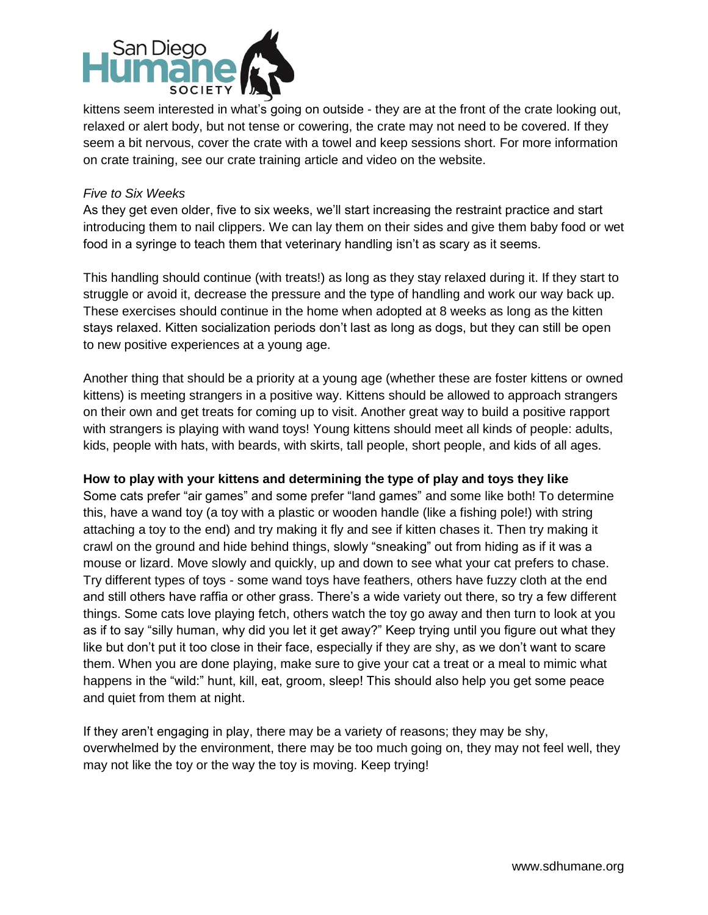kittens seem interested in what's going on outside - they are at the front of the crate looking out, relaxed or alert body, but not tense or cowering, the crate may not need to be covered. If they seem a bit nervous, cover the crate with a towel and keep sessions short. For more information on crate training, see our crate training article and video on the website.

*Five to Six Weeks*

As they get even older, five to six weeks, we'll start increasing the restraint practice and start introducing them to nail clippers. We can lay them on their sides and give them baby food or wet food in a syringe to teach them that veterinary handling isn't as scary as it seems.

This handling should continue (with treats!) as long as they stay relaxed during it. If they start to struggle or avoid it, decrease the pressure and the type of handling and work our way back up. These exercises should continue in the home when adopted at 8 weeks as long as the kitten stays relaxed. Kitten socialization periods don't last as long as dogs, but they can still be open to new positive experiences at a young age.

Another thing that should be a priority at a young age (whether these are foster kittens or owned kittens) is meeting strangers in a positive way. Kittens should be allowed to approach strangers on their own and get treats for coming up to visit. Another great way to build a positive rapport with strangers is playing with wand toys! Young kittens should meet all kinds of people: adults, kids, people with hats, with beards, with skirts, tall people, short people, and kids of all ages.

**How to play with your kittens and determining the type of play and toys they like**

Some cats prefer "air games" and some prefer "land games" and some like both! To determine this, have a wand toy (a toy with a plastic or wooden handle (like a fishing pole!) with string attaching a toy to the end) and try making it fly and see if kitten chases it. Then try making it crawl on the ground and hide behind things, slowly "sneaking" out from hiding as if it was a mouse or lizard. Move slowly and quickly, up and down to see what your cat prefers to chase. Try different types of toys - some wand toys have feathers, others have fuzzy cloth at the end and still others have raffia or other grass. There's a wide variety out there, so try a few different things. Some cats love playing fetch, others watch the toy go away and then turn to look at you as if to say "silly human, why did you let it get away?" Keep trying until you figure out what they like but don't put it too close in their face, especially if they are shy, as we don't want to scare them. When you are done playing, make sure to give your cat a treat or a meal to mimic what happens in the "wild:" hunt, kill, eat, groom, sleep! This should also help you get some peace and quiet from them at night.

If they aren't engaging in play, there may be a variety of reasons; they may be shy, overwhelmed by the environment, there may be too much going on, they may not feel well, they may not like the toy or the way the toy is moving. Keep trying!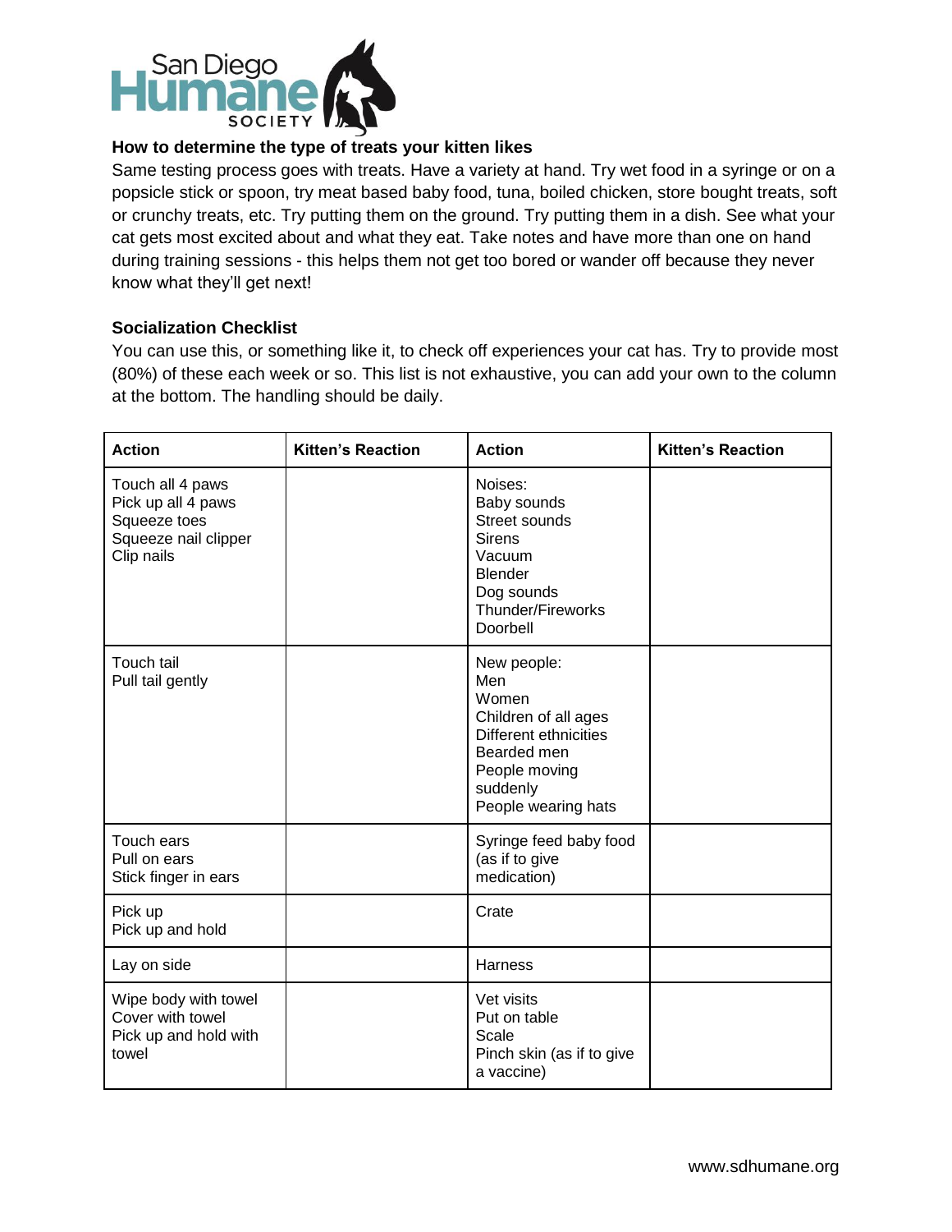### How to determine the type of treats your kitten likes

Same testing process goes with treats. Have a variety at hand. Try wet food in a syringe or on a popsicle stick or spoon, try meat based baby food, tuna, boiled chicken, store bought treats, soft or crunchy treats, etc. Try putting them on the ground. Try putting them in a dish. See what your cat gets most excited about and what they eat. Take notes and have more than one on hand during training sessions - this helps them not get too bored or wander off because they never know what they'll get next!

### Socialization Checklist

You can use this, or something like it, to check off experiences your cat has. Try to provide most (80%) of these each week or so. This list is not exhaustive, you can add your own to the column at the bottom. The handling should be daily.

| Action | Kitten's Reaction | Action | Kitten's Reaction |
|---|---|---|---|
| Touch all 4 paws<br>Pick up all 4 paws<br>Squeeze toes<br>Squeeze nail clipper<br>Clip nails | | Noises:<br>Baby sounds<br>Street sounds<br>Sirens<br>Vacuum<br>Blender<br>Dog sounds<br>Thunder/Fireworks<br>Doorbell | |
| Touch tail<br>Pull tail gently | | New people:<br>Men<br>Women<br>Children of all ages<br>Different ethnicities<br>Bearded men<br>People moving suddenly<br>People wearing hats | |
| Touch ears<br>Pull on ears<br>Stick finger in ears | | Syringe feed baby food (as if to give medication) | |
| Pick up<br>Pick up and hold | | Crate | |
| Lay on side | | Harness | |
| Wipe body with towel<br>Cover with towel<br>Pick up and hold with towel | | Vet visits<br>Put on table<br>Scale<br>Pinch skin (as if to give a vaccine) | |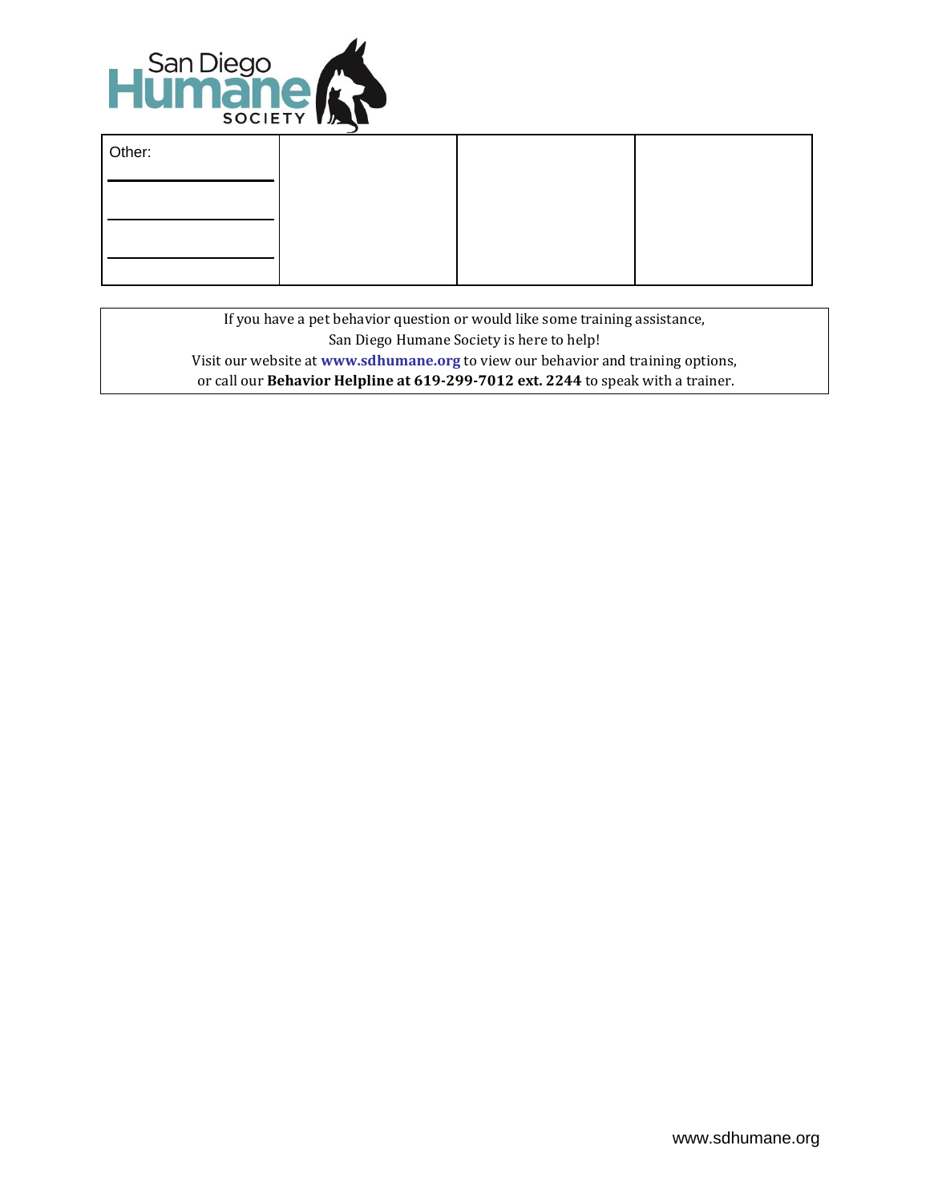| | | | |
|---|---|---|---|
| Other: ____________ ____________ ____________ | | | |

If you have a pet behavior question or would like some training assistance,
San Diego Humane Society is here to help!
Visit our website at **www.sdhumane.org** to view our behavior and training options,
or call our **Behavior Helpline at 619-299-7012 ext. 2244** to speak with a trainer.